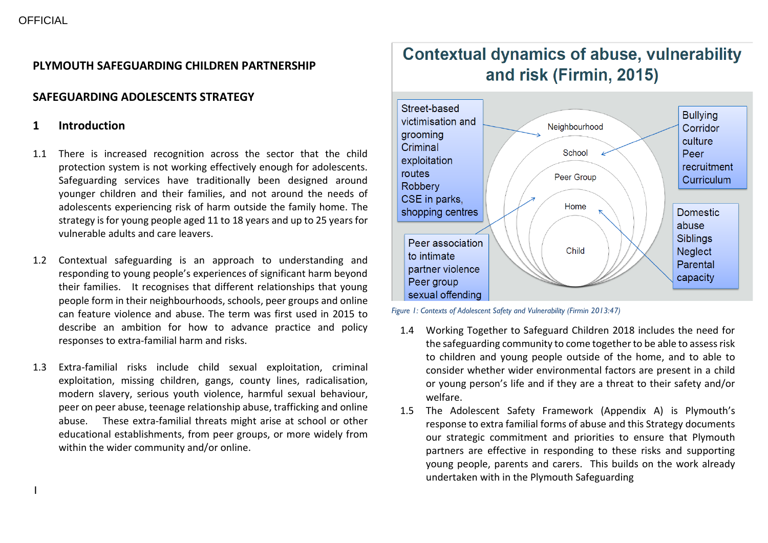OFFICIAL

## PLYMOUTH SAFEGUARDING CHILDREN PARTNERSHIP

## SAFEGUARDING ADOLESCENTS STRATEGY

### 1 Introduction

1.1 There is increased recognition across the sector that the child protection system is not working effectively enough for adolescents. Safeguarding services have traditionally been designed around younger children and their families, and not around the needs of adolescents experiencing risk of harm outside the family home. The strategy is for young people aged 11 to 18 years and up to 25 years for vulnerable adults and care leavers.

1.2 Contextual safeguarding is an approach to understanding and responding to young people's experiences of significant harm beyond their families. It recognises that different relationships that young people form in their neighbourhoods, schools, peer groups and online can feature violence and abuse. The term was first used in 2015 to describe an ambition for how to advance practice and policy responses to extra-familial harm and risks.

1.3 Extra-familial risks include child sexual exploitation, criminal exploitation, missing children, gangs, county lines, radicalisation, modern slavery, serious youth violence, harmful sexual behaviour, peer on peer abuse, teenage relationship abuse, trafficking and online abuse. These extra-familial threats might arise at school or other educational establishments, from peer groups, or more widely from within the wider community and/or online.

**Contextual dynamics of abuse, vulnerability and risk (Firmin, 2015)**

- Neighbourhood: Street-based victimisation and grooming; Criminal exploitation routes; Robbery; CSE in parks, shopping centres
- School: Bullying; Corridor culture; Peer recruitment; Curriculum
- Peer Group: Peer association to intimate partner violence; Peer group sexual offending
- Home: Domestic abuse; Siblings; Neglect; Parental capacity
- Child

*Figure 1: Contexts of Adolescent Safety and Vulnerability (Firmin 2013:47)*

1.4 Working Together to Safeguard Children 2018 includes the need for the safeguarding community to come together to be able to assess risk to children and young people outside of the home, and to able to consider whether wider environmental factors are present in a child or young person's life and if they are a threat to their safety and/or welfare.

1.5 The Adolescent Safety Framework (Appendix A) is Plymouth's response to extra familial forms of abuse and this Strategy documents our strategic commitment and priorities to ensure that Plymouth partners are effective in responding to these risks and supporting young people, parents and carers. This builds on the work already undertaken with in the Plymouth Safeguarding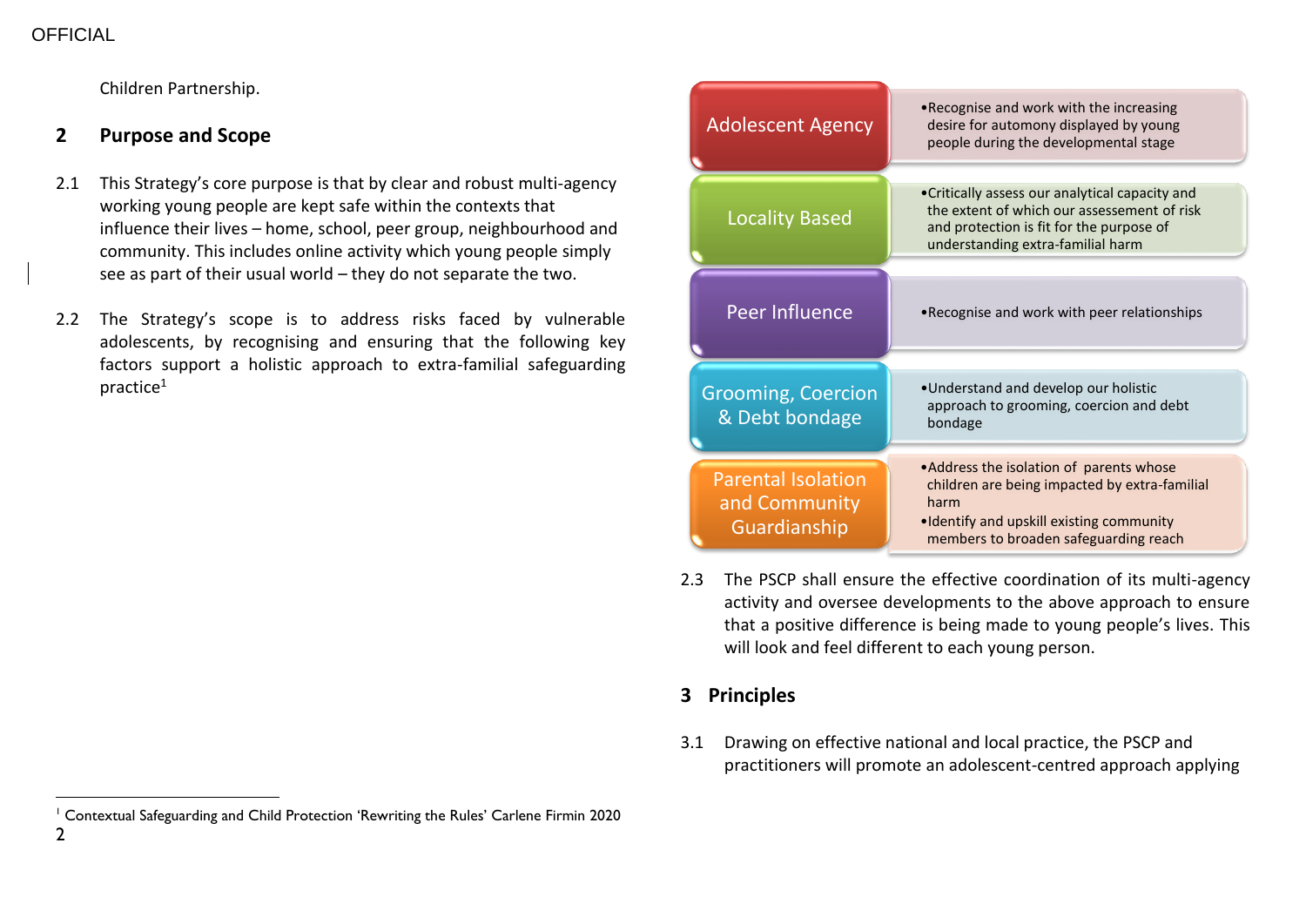Children Partnership.

## 2 Purpose and Scope

2.1 This Strategy's core purpose is that by clear and robust multi-agency working young people are kept safe within the contexts that influence their lives – home, school, peer group, neighbourhood and community. This includes online activity which young people simply see as part of their usual world – they do not separate the two.

2.2 The Strategy's scope is to address risks faced by vulnerable adolescents, by recognising and ensuring that the following key factors support a holistic approach to extra-familial safeguarding practice[1]

| Key factor | Approach |
| --- | --- |
| Adolescent Agency | • Recognise and work with the increasing desire for automony displayed by young people during the developmental stage |
| Locality Based | • Critically assess our analytical capacity and the extent of which our assessement of risk and protection is fit for the purpose of understanding extra-familial harm |
| Peer Influence | • Recognise and work with peer relationships |
| Grooming, Coercion & Debt bondage | • Understand and develop our holistic approach to grooming, coercion and debt bondage |
| Parental Isolation and Community Guardianship | • Address the isolation of parents whose children are being impacted by extra-familial harm<br>• Identify and upskill existing community members to broaden safeguarding reach |

2.3 The PSCP shall ensure the effective coordination of its multi-agency activity and oversee developments to the above approach to ensure that a positive difference is being made to young people's lives. This will look and feel different to each young person.

## 3 Principles

3.1 Drawing on effective national and local practice, the PSCP and practitioners will promote an adolescent-centred approach applying

[1] Contextual Safeguarding and Child Protection 'Rewriting the Rules' Carlene Firmin 2020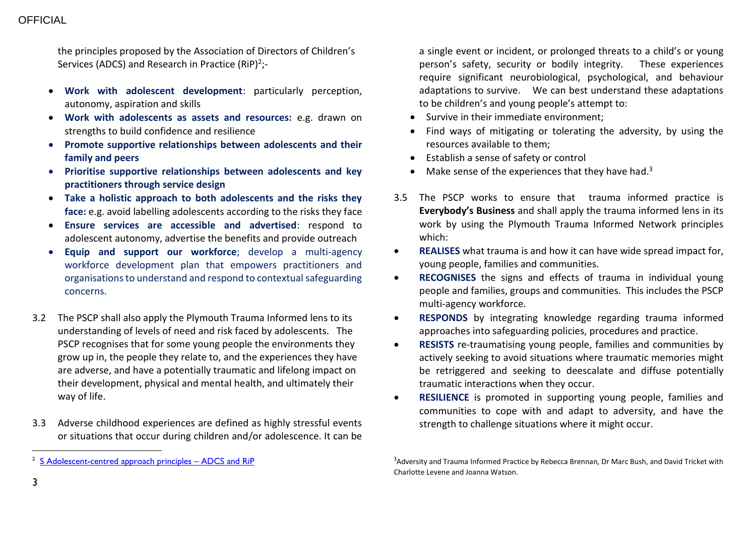the principles proposed by the Association of Directors of Children's Services (ADCS) and Research in Practice (RiP)[2];-

- **Work with adolescent development**: particularly perception, autonomy, aspiration and skills
- **Work with adolescents as assets and resources:** e.g. drawn on strengths to build confidence and resilience
- **Promote supportive relationships between adolescents and their family and peers**
- **Prioritise supportive relationships between adolescents and key practitioners through service design**
- **Take a holistic approach to both adolescents and the risks they face:** e.g. avoid labelling adolescents according to the risks they face
- **Ensure services are accessible and advertised**: respond to adolescent autonomy, advertise the benefits and provide outreach
- **Equip and support our workforce**; develop a multi-agency workforce development plan that empowers practitioners and organisations to understand and respond to contextual safeguarding concerns.

3.2 The PSCP shall also apply the Plymouth Trauma Informed lens to its understanding of levels of need and risk faced by adolescents. The PSCP recognises that for some young people the environments they grow up in, the people they relate to, and the experiences they have are adverse, and have a potentially traumatic and lifelong impact on their development, physical and mental health, and ultimately their way of life.

3.3 Adverse childhood experiences are defined as highly stressful events or situations that occur during children and/or adolescence. It can be a single event or incident, or prolonged threats to a child's or young person's safety, security or bodily integrity. These experiences require significant neurobiological, psychological, and behaviour adaptations to survive. We can best understand these adaptations to be children's and young people's attempt to:

- Survive in their immediate environment;
- Find ways of mitigating or tolerating the adversity, by using the resources available to them;
- Establish a sense of safety or control
- Make sense of the experiences that they have had.[3]

3.5 The PSCP works to ensure that trauma informed practice is **Everybody's Business** and shall apply the trauma informed lens in its work by using the Plymouth Trauma Informed Network principles which:

- **REALISES** what trauma is and how it can have wide spread impact for, young people, families and communities.
- **RECOGNISES** the signs and effects of trauma in individual young people and families, groups and communities. This includes the PSCP multi-agency workforce.
- **RESPONDS** by integrating knowledge regarding trauma informed approaches into safeguarding policies, procedures and practice.
- **RESISTS** re-traumatising young people, families and communities by actively seeking to avoid situations where traumatic memories might be retriggered and seeking to deescalate and diffuse potentially traumatic interactions when they occur.
- **RESILIENCE** is promoted in supporting young people, families and communities to cope with and adapt to adversity, and have the strength to challenge situations where it might occur.

---

[2] S Adolescent-centred approach principles – ADCS and RiP

[3] Adversity and Trauma Informed Practice by Rebecca Brennan, Dr Marc Bush, and David Tricket with Charlotte Levene and Joanna Watson.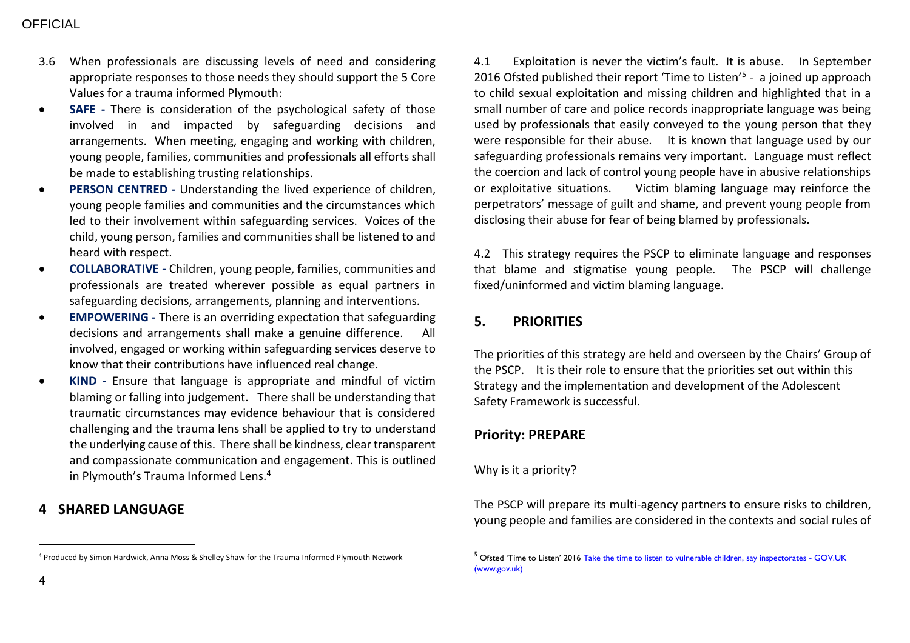3.6 When professionals are discussing levels of need and considering appropriate responses to those needs they should support the 5 Core Values for a trauma informed Plymouth:

- **SAFE -** There is consideration of the psychological safety of those involved in and impacted by safeguarding decisions and arrangements. When meeting, engaging and working with children, young people, families, communities and professionals all efforts shall be made to establishing trusting relationships.
- **PERSON CENTRED -** Understanding the lived experience of children, young people families and communities and the circumstances which led to their involvement within safeguarding services. Voices of the child, young person, families and communities shall be listened to and heard with respect.
- **COLLABORATIVE -** Children, young people, families, communities and professionals are treated wherever possible as equal partners in safeguarding decisions, arrangements, planning and interventions.
- **EMPOWERING -** There is an overriding expectation that safeguarding decisions and arrangements shall make a genuine difference. All involved, engaged or working within safeguarding services deserve to know that their contributions have influenced real change.
- **KIND -** Ensure that language is appropriate and mindful of victim blaming or falling into judgement. There shall be understanding that traumatic circumstances may evidence behaviour that is considered challenging and the trauma lens shall be applied to try to understand the underlying cause of this. There shall be kindness, clear transparent and compassionate communication and engagement. This is outlined in Plymouth's Trauma Informed Lens.[4]

## 4 SHARED LANGUAGE

4.1 Exploitation is never the victim's fault. It is abuse. In September 2016 Ofsted published their report 'Time to Listen'[5] - a joined up approach to child sexual exploitation and missing children and highlighted that in a small number of care and police records inappropriate language was being used by professionals that easily conveyed to the young person that they were responsible for their abuse. It is known that language used by our safeguarding professionals remains very important. Language must reflect the coercion and lack of control young people have in abusive relationships or exploitative situations. Victim blaming language may reinforce the perpetrators' message of guilt and shame, and prevent young people from disclosing their abuse for fear of being blamed by professionals.

4.2 This strategy requires the PSCP to eliminate language and responses that blame and stigmatise young people. The PSCP will challenge fixed/uninformed and victim blaming language.

## 5. PRIORITIES

The priorities of this strategy are held and overseen by the Chairs' Group of the PSCP. It is their role to ensure that the priorities set out within this Strategy and the implementation and development of the Adolescent Safety Framework is successful.

### Priority: PREPARE

Why is it a priority?

The PSCP will prepare its multi-agency partners to ensure risks to children, young people and families are considered in the contexts and social rules of

---

[4] Produced by Simon Hardwick, Anna Moss & Shelley Shaw for the Trauma Informed Plymouth Network

[5] Ofsted 'Time to Listen' 2016 Take the time to listen to vulnerable children, say inspectorates - GOV.UK (www.gov.uk)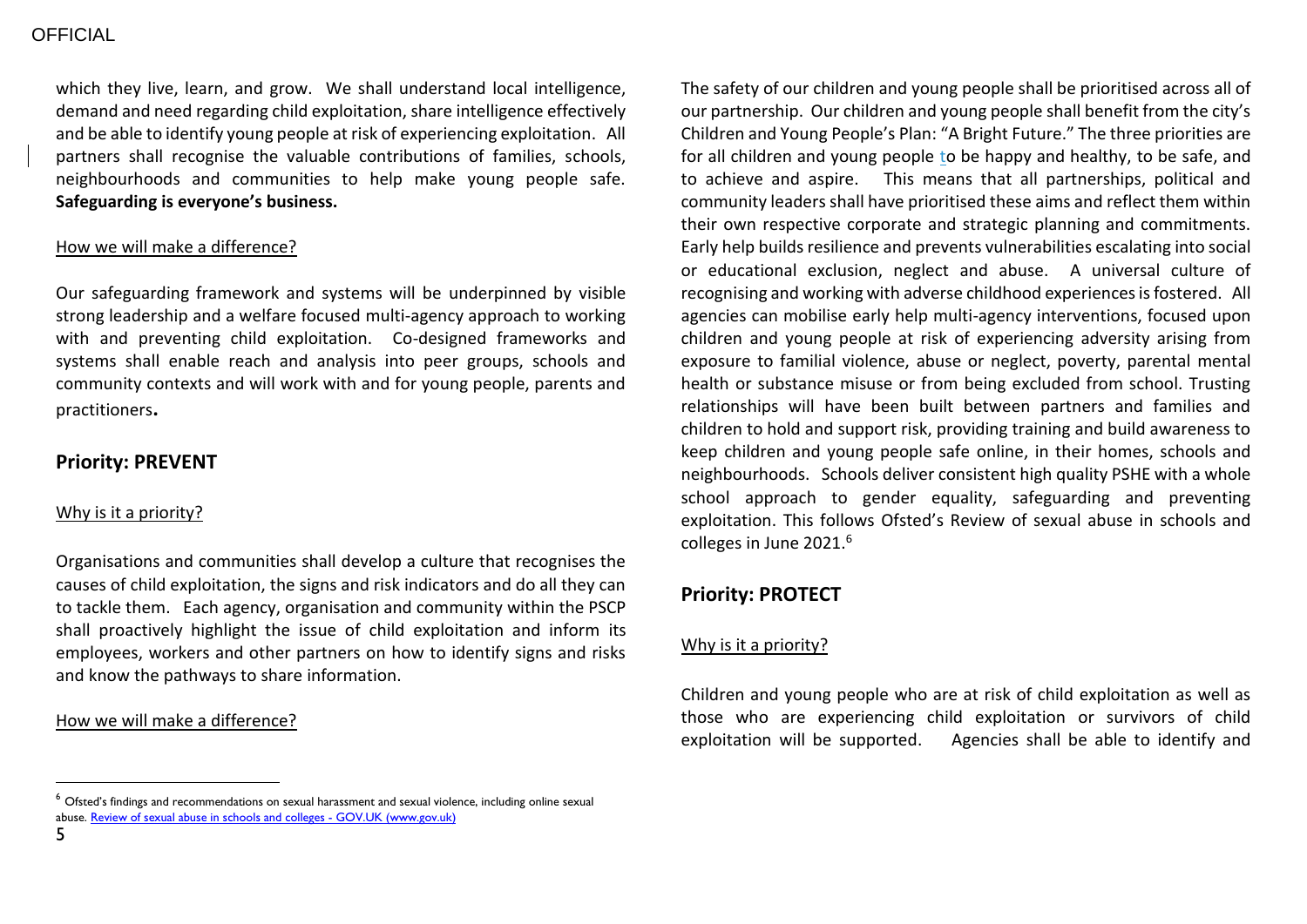which they live, learn, and grow. We shall understand local intelligence, demand and need regarding child exploitation, share intelligence effectively and be able to identify young people at risk of experiencing exploitation. All partners shall recognise the valuable contributions of families, schools, neighbourhoods and communities to help make young people safe. **Safeguarding is everyone's business.**

How we will make a difference?

Our safeguarding framework and systems will be underpinned by visible strong leadership and a welfare focused multi-agency approach to working with and preventing child exploitation. Co-designed frameworks and systems shall enable reach and analysis into peer groups, schools and community contexts and will work with and for young people, parents and practitioners**.**

## Priority: PREVENT

Why is it a priority?

Organisations and communities shall develop a culture that recognises the causes of child exploitation, the signs and risk indicators and do all they can to tackle them. Each agency, organisation and community within the PSCP shall proactively highlight the issue of child exploitation and inform its employees, workers and other partners on how to identify signs and risks and know the pathways to share information.

How we will make a difference?

The safety of our children and young people shall be prioritised across all of our partnership. Our children and young people shall benefit from the city's Children and Young People's Plan: "A Bright Future." The three priorities are for all children and young people to be happy and healthy, to be safe, and to achieve and aspire. This means that all partnerships, political and community leaders shall have prioritised these aims and reflect them within their own respective corporate and strategic planning and commitments. Early help builds resilience and prevents vulnerabilities escalating into social or educational exclusion, neglect and abuse. A universal culture of recognising and working with adverse childhood experiences is fostered. All agencies can mobilise early help multi-agency interventions, focused upon children and young people at risk of experiencing adversity arising from exposure to familial violence, abuse or neglect, poverty, parental mental health or substance misuse or from being excluded from school. Trusting relationships will have been built between partners and families and children to hold and support risk, providing training and build awareness to keep children and young people safe online, in their homes, schools and neighbourhoods. Schools deliver consistent high quality PSHE with a whole school approach to gender equality, safeguarding and preventing exploitation. This follows Ofsted's Review of sexual abuse in schools and colleges in June 2021.[6]

## Priority: PROTECT

Why is it a priority?

Children and young people who are at risk of child exploitation as well as those who are experiencing child exploitation or survivors of child exploitation will be supported. Agencies shall be able to identify and

[6] Ofsted's findings and recommendations on sexual harassment and sexual violence, including online sexual abuse. Review of sexual abuse in schools and colleges - GOV.UK (www.gov.uk)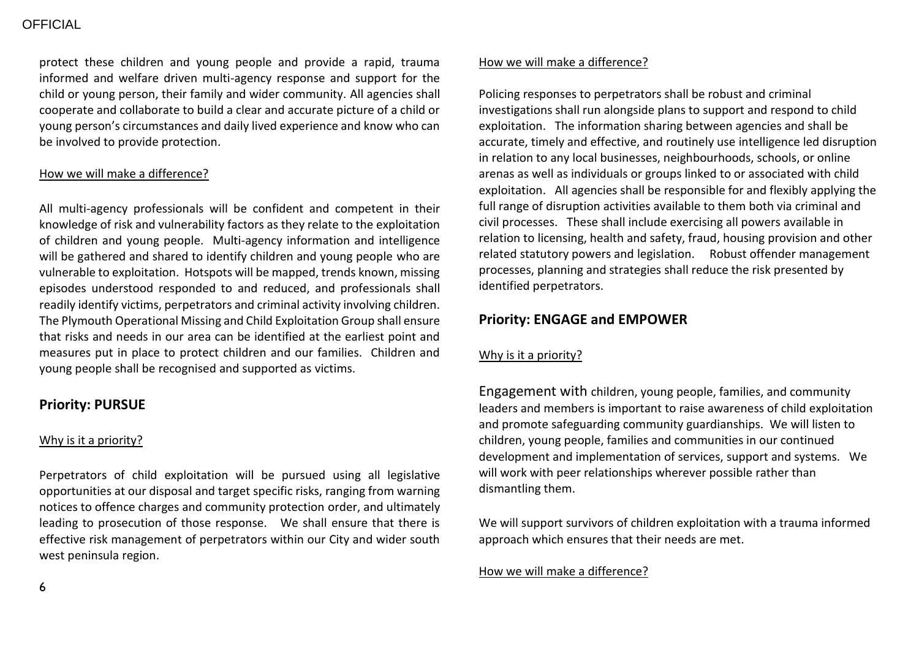protect these children and young people and provide a rapid, trauma informed and welfare driven multi-agency response and support for the child or young person, their family and wider community. All agencies shall cooperate and collaborate to build a clear and accurate picture of a child or young person's circumstances and daily lived experience and know who can be involved to provide protection.

How we will make a difference?

All multi-agency professionals will be confident and competent in their knowledge of risk and vulnerability factors as they relate to the exploitation of children and young people. Multi-agency information and intelligence will be gathered and shared to identify children and young people who are vulnerable to exploitation. Hotspots will be mapped, trends known, missing episodes understood responded to and reduced, and professionals shall readily identify victims, perpetrators and criminal activity involving children. The Plymouth Operational Missing and Child Exploitation Group shall ensure that risks and needs in our area can be identified at the earliest point and measures put in place to protect children and our families. Children and young people shall be recognised and supported as victims.

## Priority: PURSUE

Why is it a priority?

Perpetrators of child exploitation will be pursued using all legislative opportunities at our disposal and target specific risks, ranging from warning notices to offence charges and community protection order, and ultimately leading to prosecution of those response. We shall ensure that there is effective risk management of perpetrators within our City and wider south west peninsula region.

How we will make a difference?

Policing responses to perpetrators shall be robust and criminal investigations shall run alongside plans to support and respond to child exploitation. The information sharing between agencies and shall be accurate, timely and effective, and routinely use intelligence led disruption in relation to any local businesses, neighbourhoods, schools, or online arenas as well as individuals or groups linked to or associated with child exploitation. All agencies shall be responsible for and flexibly applying the full range of disruption activities available to them both via criminal and civil processes. These shall include exercising all powers available in relation to licensing, health and safety, fraud, housing provision and other related statutory powers and legislation. Robust offender management processes, planning and strategies shall reduce the risk presented by identified perpetrators.

## Priority: ENGAGE and EMPOWER

Why is it a priority?

Engagement with children, young people, families, and community leaders and members is important to raise awareness of child exploitation and promote safeguarding community guardianships. We will listen to children, young people, families and communities in our continued development and implementation of services, support and systems. We will work with peer relationships wherever possible rather than dismantling them.

We will support survivors of children exploitation with a trauma informed approach which ensures that their needs are met.

How we will make a difference?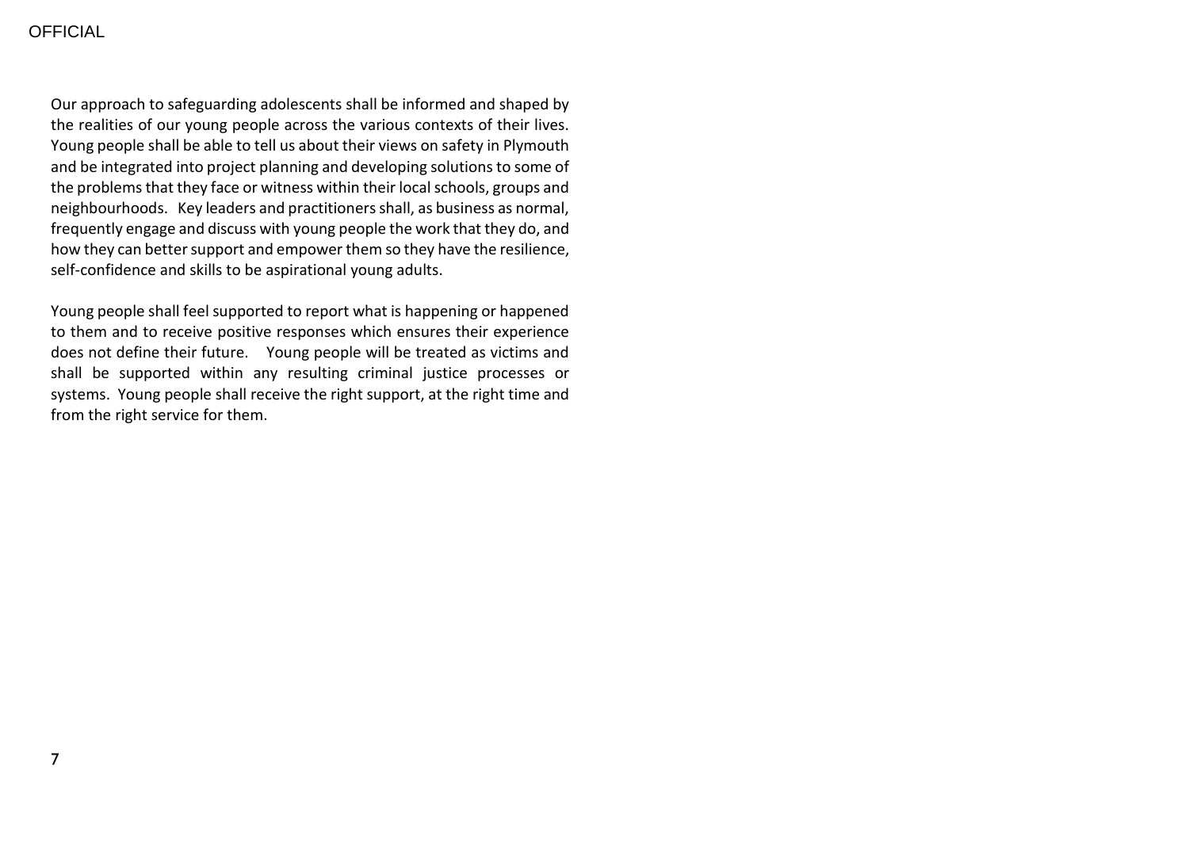Our approach to safeguarding adolescents shall be informed and shaped by the realities of our young people across the various contexts of their lives. Young people shall be able to tell us about their views on safety in Plymouth and be integrated into project planning and developing solutions to some of the problems that they face or witness within their local schools, groups and neighbourhoods. Key leaders and practitioners shall, as business as normal, frequently engage and discuss with young people the work that they do, and how they can better support and empower them so they have the resilience, self-confidence and skills to be aspirational young adults.

Young people shall feel supported to report what is happening or happened to them and to receive positive responses which ensures their experience does not define their future. Young people will be treated as victims and shall be supported within any resulting criminal justice processes or systems. Young people shall receive the right support, at the right time and from the right service for them.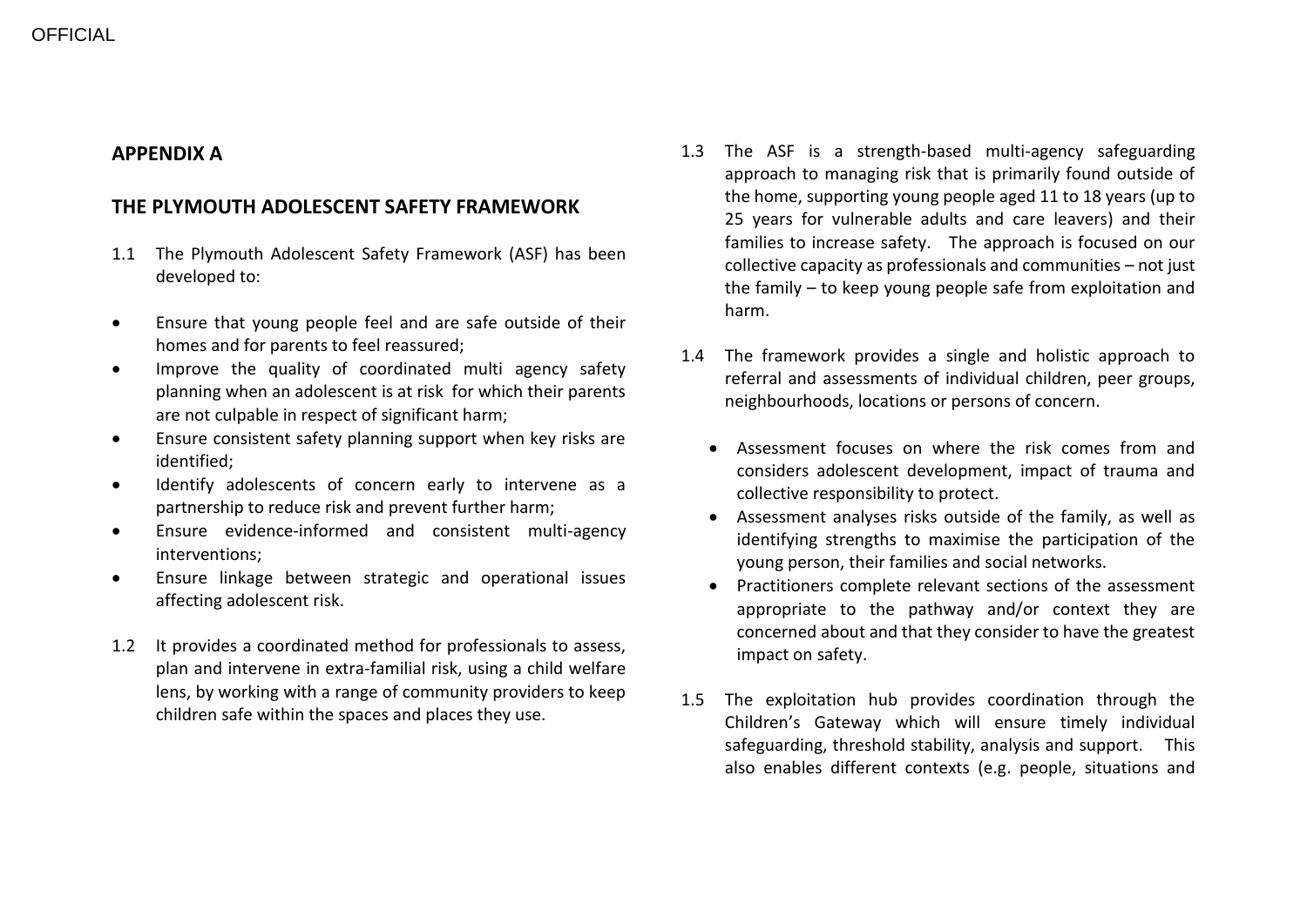## APPENDIX A

## THE PLYMOUTH ADOLESCENT SAFETY FRAMEWORK

1.1 The Plymouth Adolescent Safety Framework (ASF) has been developed to:

- Ensure that young people feel and are safe outside of their homes and for parents to feel reassured;
- Improve the quality of coordinated multi agency safety planning when an adolescent is at risk for which their parents are not culpable in respect of significant harm;
- Ensure consistent safety planning support when key risks are identified;
- Identify adolescents of concern early to intervene as a partnership to reduce risk and prevent further harm;
- Ensure evidence-informed and consistent multi-agency interventions;
- Ensure linkage between strategic and operational issues affecting adolescent risk.

1.2 It provides a coordinated method for professionals to assess, plan and intervene in extra-familial risk, using a child welfare lens, by working with a range of community providers to keep children safe within the spaces and places they use.

1.3 The ASF is a strength-based multi-agency safeguarding approach to managing risk that is primarily found outside of the home, supporting young people aged 11 to 18 years (up to 25 years for vulnerable adults and care leavers) and their families to increase safety. The approach is focused on our collective capacity as professionals and communities – not just the family – to keep young people safe from exploitation and harm.

1.4 The framework provides a single and holistic approach to referral and assessments of individual children, peer groups, neighbourhoods, locations or persons of concern.

- Assessment focuses on where the risk comes from and considers adolescent development, impact of trauma and collective responsibility to protect.
- Assessment analyses risks outside of the family, as well as identifying strengths to maximise the participation of the young person, their families and social networks.
- Practitioners complete relevant sections of the assessment appropriate to the pathway and/or context they are concerned about and that they consider to have the greatest impact on safety.

1.5 The exploitation hub provides coordination through the Children's Gateway which will ensure timely individual safeguarding, threshold stability, analysis and support. This also enables different contexts (e.g. people, situations and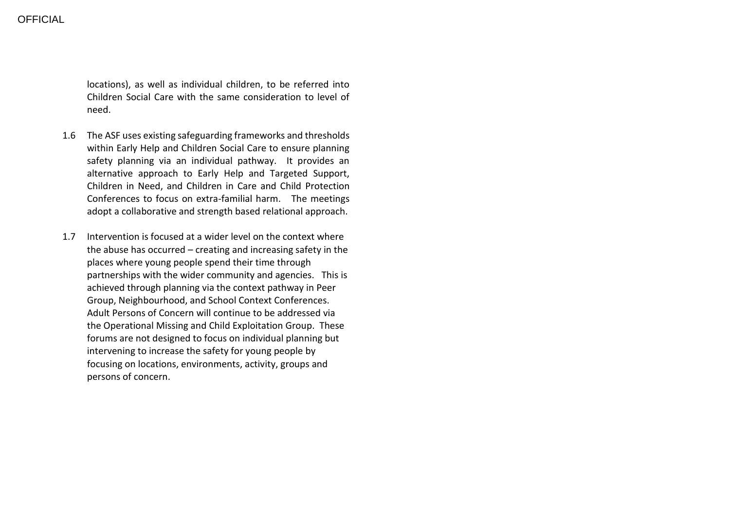locations), as well as individual children, to be referred into Children Social Care with the same consideration to level of need.

1.6 The ASF uses existing safeguarding frameworks and thresholds within Early Help and Children Social Care to ensure planning safety planning via an individual pathway. It provides an alternative approach to Early Help and Targeted Support, Children in Need, and Children in Care and Child Protection Conferences to focus on extra-familial harm. The meetings adopt a collaborative and strength based relational approach.

1.7 Intervention is focused at a wider level on the context where the abuse has occurred – creating and increasing safety in the places where young people spend their time through partnerships with the wider community and agencies. This is achieved through planning via the context pathway in Peer Group, Neighbourhood, and School Context Conferences. Adult Persons of Concern will continue to be addressed via the Operational Missing and Child Exploitation Group. These forums are not designed to focus on individual planning but intervening to increase the safety for young people by focusing on locations, environments, activity, groups and persons of concern.